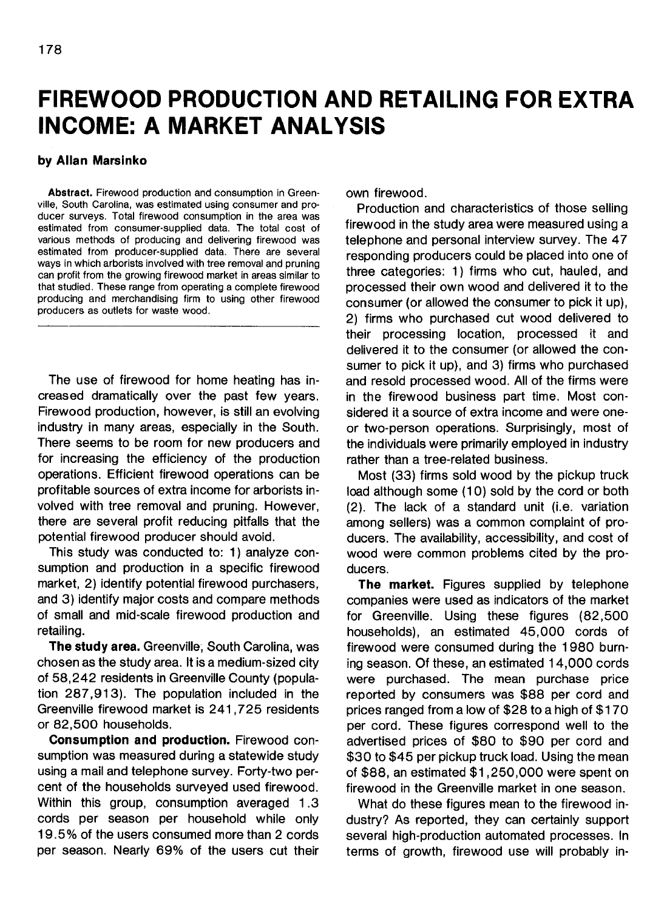# FIREWOOD PRODUCTION AND RETAILING FOR EXTRA INCOME: A MARKET ANALYSIS

**by Allan Marsinko**

**Abstract.** Firewood production and consumption in Greenville, South Carolina, was estimated using consumer and producer surveys. Total firewood consumption in the area was estimated from consumer-supplied data. The total cost of various methods of producing and delivering firewood was estimated from producer-supplied data. There are several ways in which arborists involved with tree removal and pruning can profit from the growing firewood market in areas similar to that studied. These range from operating a complete firewood producing and merchandising firm to using other firewood producers as outlets for waste wood.

---

The use of firewood for home heating has increased dramatically over the past few years. Firewood production, however, is still an evolving industry in many areas, especially in the South. There seems to be room for new producers and for increasing the efficiency of the production operations. Efficient firewood operations can be profitable sources of extra income for arborists involved with tree removal and pruning. However, there are several profit reducing pitfalls that the potential firewood producer should avoid.

This study was conducted to: 1) analyze consumption and production in a specific firewood market, 2) identify potential firewood purchasers, and 3) identify major costs and compare methods of small and mid-scale firewood production and retailing.

**The study area.** Greenville, South Carolina, was chosen as the study area. It is a medium-sized city of 58,242 residents in Greenville County (population 287,913). The population included in the Greenville firewood market is 241,725 residents or 82,500 households.

**Consumption and production.** Firewood consumption was measured during a statewide study using a mail and telephone survey. Forty-two percent of the households surveyed used firewood. Within this group, consumption averaged 1.3 cords per season per household while only 19.5% of the users consumed more than 2 cords per season. Nearly 69% of the users cut their own firewood.

Production and characteristics of those selling firewood in the study area were measured using a telephone and personal interview survey. The 47 responding producers could be placed into one of three categories: 1) firms who cut, hauled, and processed their own wood and delivered it to the consumer (or allowed the consumer to pick it up), 2) firms who purchased cut wood delivered to their processing location, processed it and delivered it to the consumer (or allowed the consumer to pick it up), and 3) firms who purchased and resold processed wood. All of the firms were in the firewood business part time. Most considered it a source of extra income and were one- or two-person operations. Surprisingly, most of the individuals were primarily employed in industry rather than a tree-related business.

Most (33) firms sold wood by the pickup truck load although some (10) sold by the cord or both (2). The lack of a standard unit (i.e. variation among sellers) was a common complaint of producers. The availability, accessibility, and cost of wood were common problems cited by the producers.

**The market.** Figures supplied by telephone companies were used as indicators of the market for Greenville. Using these figures (82,500 households), an estimated 45,000 cords of firewood were consumed during the 1980 burning season. Of these, an estimated 14,000 cords were purchased. The mean purchase price reported by consumers was $88 per cord and prices ranged from a low of $28 to a high of $170 per cord. These figures correspond well to the advertised prices of $80 to $90 per cord and $30 to $45 per pickup truck load. Using the mean of $88, an estimated $1,250,000 were spent on firewood in the Greenville market in one season.

What do these figures mean to the firewood industry? As reported, they can certainly support several high-production automated processes. In terms of growth, firewood use will probably in-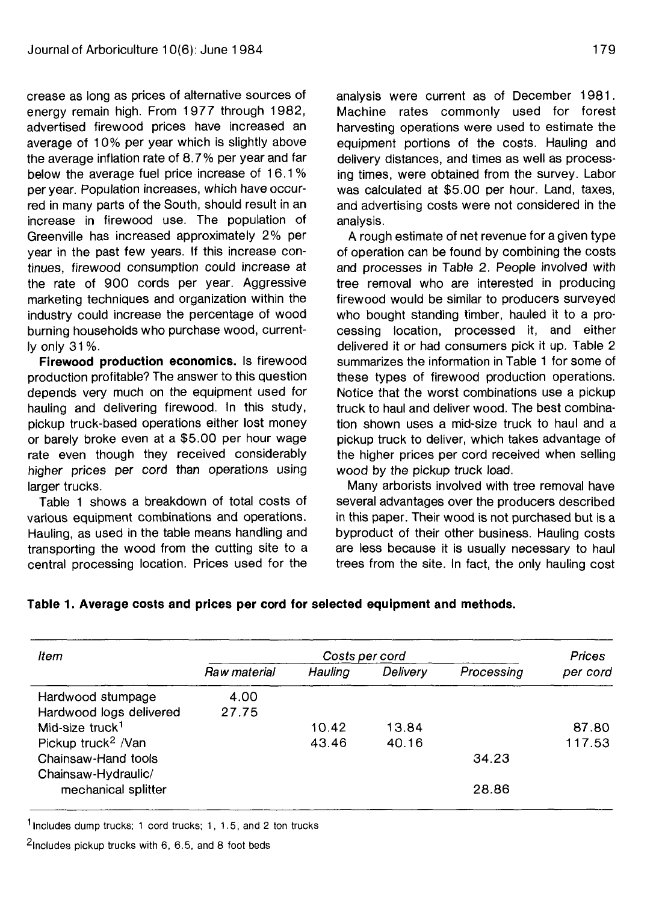crease as long as prices of alternative sources of energy remain high. From 1977 through 1982, advertised firewood prices have increased an average of 10% per year which is slightly above the average inflation rate of 8.7% per year and far below the average fuel price increase of 16.1% per year. Population increases, which have occurred in many parts of the South, should result in an increase in firewood use. The population of Greenville has increased approximately 2% per year in the past few years. If this increase continues, firewood consumption could increase at the rate of 900 cords per year. Aggressive marketing techniques and organization within the industry could increase the percentage of wood burning households who purchase wood, currently only 31%.

**Firewood production economics.** Is firewood production profitable? The answer to this question depends very much on the equipment used for hauling and delivering firewood. In this study, pickup truck-based operations either lost money or barely broke even at a $5.00 per hour wage rate even though they received considerably higher prices per cord than operations using larger trucks.

Table 1 shows a breakdown of total costs of various equipment combinations and operations. Hauling, as used in the table means handling and transporting the wood from the cutting site to a central processing location. Prices used for the analysis were current as of December 1981. Machine rates commonly used for forest harvesting operations were used to estimate the equipment portions of the costs. Hauling and delivery distances, and times as well as processing times, were obtained from the survey. Labor was calculated at $5.00 per hour. Land, taxes, and advertising costs were not considered in the analysis.

A rough estimate of net revenue for a given type of operation can be found by combining the costs and processes in Table 2. People involved with tree removal who are interested in producing firewood would be similar to producers surveyed who bought standing timber, hauled it to a processing location, processed it, and either delivered it or had consumers pick it up. Table 2 summarizes the information in Table 1 for some of these types of firewood production operations. Notice that the worst combinations use a pickup truck to haul and deliver wood. The best combination shown uses a mid-size truck to haul and a pickup truck to deliver, which takes advantage of the higher prices per cord received when selling wood by the pickup truck load.

Many arborists involved with tree removal have several advantages over the producers described in this paper. Their wood is not purchased but is a byproduct of their other business. Hauling costs are less because it is usually necessary to haul trees from the site. In fact, the only hauling cost

**Table 1. Average costs and prices per cord for selected equipment and methods.**

| *Item* | *Costs per cord* | | | | *Prices per cord* |
|---|---|---|---|---|---|
| | *Raw material* | *Hauling* | *Delivery* | *Processing* | |
| Hardwood stumpage | 4.00 | | | | |
| Hardwood logs delivered | 27.75 | | | | |
| Mid-size truck[1] | | 10.42 | 13.84 | | 87.80 |
| Pickup truck[2] /Van | | 43.46 | 40.16 | | 117.53 |
| Chainsaw-Hand tools | | | | 34.23 | |
| Chainsaw-Hydraulic/ mechanical splitter | | | | 28.86 | |

[1] Includes dump trucks; 1 cord trucks; 1, 1.5, and 2 ton trucks

[2] Includes pickup trucks with 6, 6.5, and 8 foot beds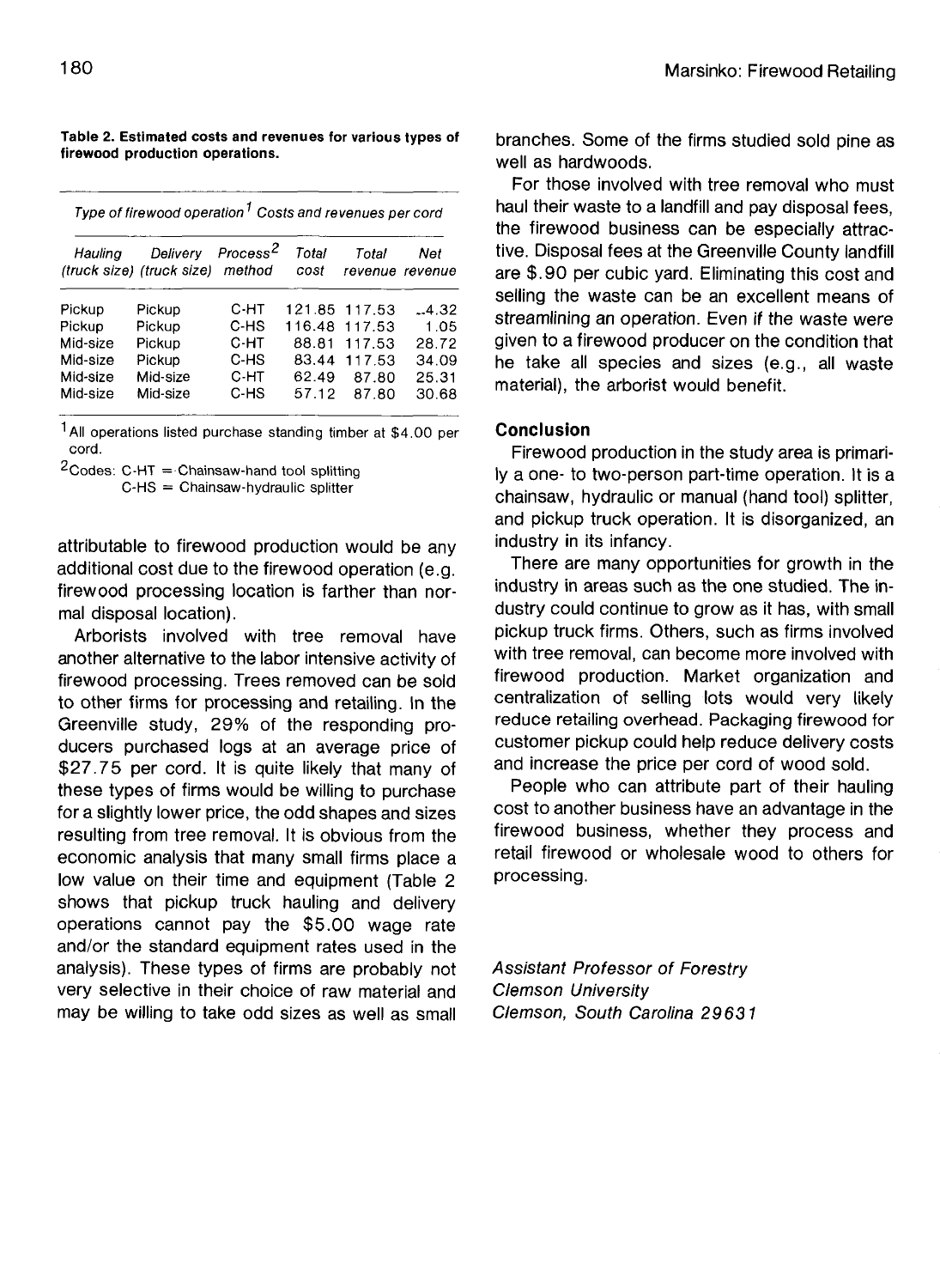**Table 2. Estimated costs and revenues for various types of firewood production operations.**

| Type of firewood operation[1] | | | Costs and revenues per cord | | |
|---|---|---|---|---|---|
| Hauling (truck size) | Delivery (truck size) | Process[2] method | Total cost | Total revenue | Net revenue |
| Pickup | Pickup | C-HT | 121.85 | 117.53 | -4.32 |
| Pickup | Pickup | C-HS | 116.48 | 117.53 | 1.05 |
| Mid-size | Pickup | C-HT | 88.81 | 117.53 | 28.72 |
| Mid-size | Pickup | C-HS | 83.44 | 117.53 | 34.09 |
| Mid-size | Mid-size | C-HT | 62.49 | 87.80 | 25.31 |
| Mid-size | Mid-size | C-HS | 57.12 | 87.80 | 30.68 |

[1] All operations listed purchase standing timber at $4.00 per cord.

[2] Codes: C-HT = Chainsaw-hand tool splitting
C-HS = Chainsaw-hydraulic splitter

attributable to firewood production would be any additional cost due to the firewood operation (e.g. firewood processing location is farther than normal disposal location).

Arborists involved with tree removal have another alternative to the labor intensive activity of firewood processing. Trees removed can be sold to other firms for processing and retailing. In the Greenville study, 29% of the responding producers purchased logs at an average price of $27.75 per cord. It is quite likely that many of these types of firms would be willing to purchase for a slightly lower price, the odd shapes and sizes resulting from tree removal. It is obvious from the economic analysis that many small firms place a low value on their time and equipment (Table 2 shows that pickup truck hauling and delivery operations cannot pay the $5.00 wage rate and/or the standard equipment rates used in the analysis). These types of firms are probably not very selective in their choice of raw material and may be willing to take odd sizes as well as small branches. Some of the firms studied sold pine as well as hardwoods.

For those involved with tree removal who must haul their waste to a landfill and pay disposal fees, the firewood business can be especially attractive. Disposal fees at the Greenville County landfill are $.90 per cubic yard. Eliminating this cost and selling the waste can be an excellent means of streamlining an operation. Even if the waste were given to a firewood producer on the condition that he take all species and sizes (e.g., all waste material), the arborist would benefit.

## Conclusion

Firewood production in the study area is primarily a one- to two-person part-time operation. It is a chainsaw, hydraulic or manual (hand tool) splitter, and pickup truck operation. It is disorganized, an industry in its infancy.

There are many opportunities for growth in the industry in areas such as the one studied. The industry could continue to grow as it has, with small pickup truck firms. Others, such as firms involved with tree removal, can become more involved with firewood production. Market organization and centralization of selling lots would very likely reduce retailing overhead. Packaging firewood for customer pickup could help reduce delivery costs and increase the price per cord of wood sold.

People who can attribute part of their hauling cost to another business have an advantage in the firewood business, whether they process and retail firewood or wholesale wood to others for processing.

*Assistant Professor of Forestry*
*Clemson University*
*Clemson, South Carolina 29631*